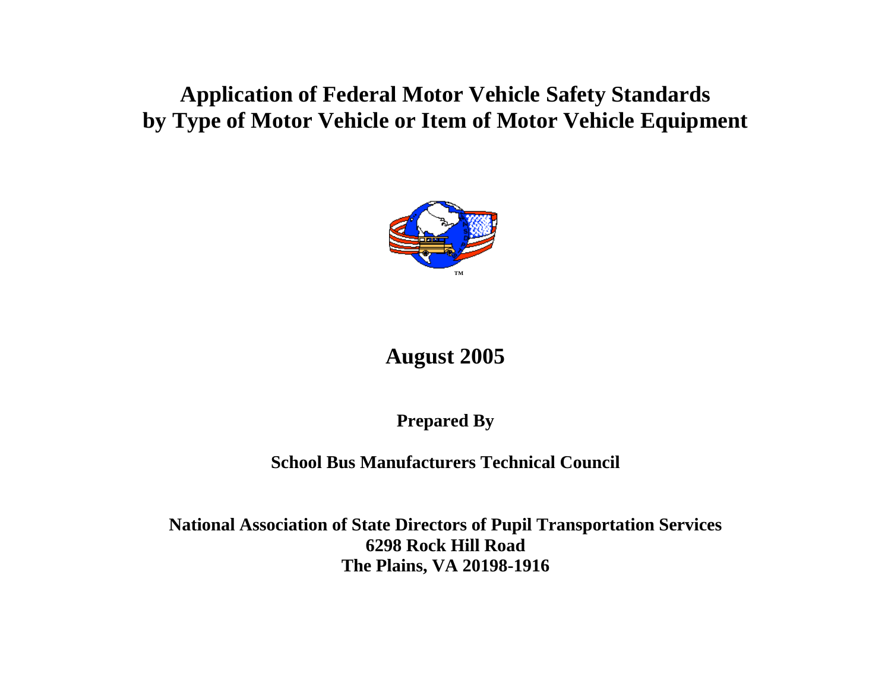# Application of Federal Motor Vehicle Safety Standards by Type of Motor Vehicle or Item of Motor Vehicle Equipment

## August 2005

**Prepared By**

**School Bus Manufacturers Technical Council**

**National Association of State Directors of Pupil Transportation Services**
**6298 Rock Hill Road**
**The Plains, VA 20198-1916**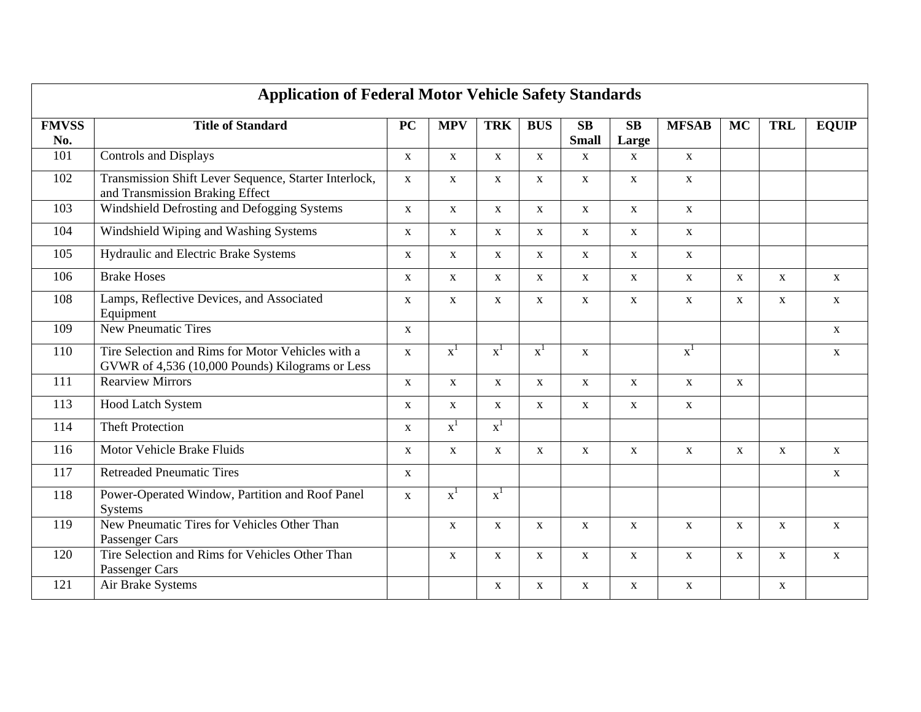| Application of Federal Motor Vehicle Safety Standards | | | | | | | | | | | |
|---|---|---|---|---|---|---|---|---|---|---|---|
| **FMVSS No.** | **Title of Standard** | **PC** | **MPV** | **TRK** | **BUS** | **SB Small** | **SB Large** | **MFSAB** | **MC** | **TRL** | **EQUIP** |
| 101 | Controls and Displays | x | x | x | x | x | x | x | | | |
| 102 | Transmission Shift Lever Sequence, Starter Interlock, and Transmission Braking Effect | x | x | x | x | x | x | x | | | |
| 103 | Windshield Defrosting and Defogging Systems | x | x | x | x | x | x | x | | | |
| 104 | Windshield Wiping and Washing Systems | x | x | x | x | x | x | x | | | |
| 105 | Hydraulic and Electric Brake Systems | x | x | x | x | x | x | x | | | |
| 106 | Brake Hoses | x | x | x | x | x | x | x | x | x | x |
| 108 | Lamps, Reflective Devices, and Associated Equipment | x | x | x | x | x | x | x | x | x | x |
| 109 | New Pneumatic Tires | x | | | | | | | | | x |
| 110 | Tire Selection and Rims for Motor Vehicles with a GVWR of 4,536 (10,000 Pounds) Kilograms or Less | x | x[1] | x[1] | x[1] | x | | x[1] | | | x |
| 111 | Rearview Mirrors | x | x | x | x | x | x | x | x | | |
| 113 | Hood Latch System | x | x | x | x | x | x | x | | | |
| 114 | Theft Protection | x | x[1] | x[1] | | | | | | | |
| 116 | Motor Vehicle Brake Fluids | x | x | x | x | x | x | x | x | x | x |
| 117 | Retreaded Pneumatic Tires | x | | | | | | | | | x |
| 118 | Power-Operated Window, Partition and Roof Panel Systems | x | x[1] | x[1] | | | | | | | |
| 119 | New Pneumatic Tires for Vehicles Other Than Passenger Cars | | x | x | x | x | x | x | x | x | x |
| 120 | Tire Selection and Rims for Vehicles Other Than Passenger Cars | | x | x | x | x | x | x | x | x | x |
| 121 | Air Brake Systems | | | x | x | x | x | x | | x | |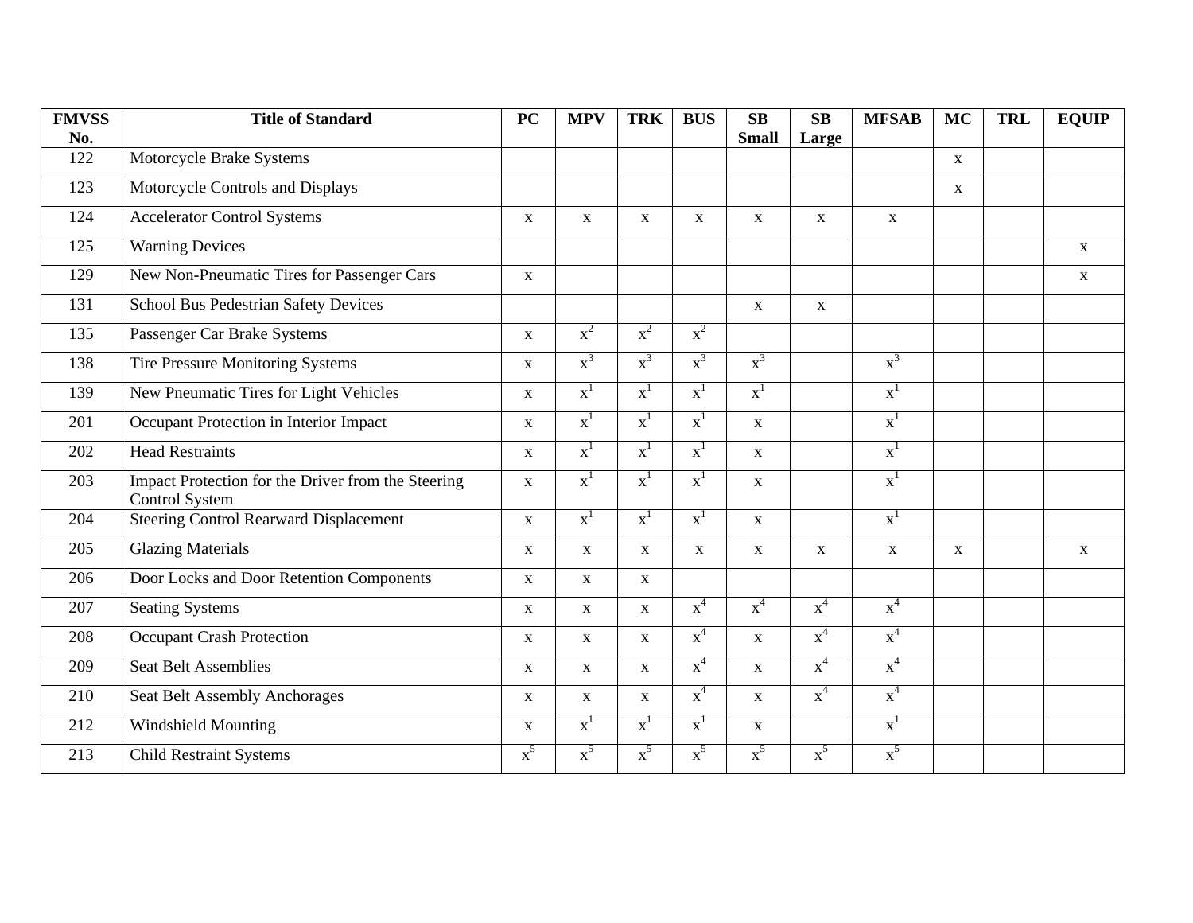| FMVSS No. | Title of Standard | PC | MPV | TRK | BUS | SB Small | SB Large | MFSAB | MC | TRL | EQUIP |
|---|---|---|---|---|---|---|---|---|---|---|---|
| 122 | Motorcycle Brake Systems | | | | | | | | x | | |
| 123 | Motorcycle Controls and Displays | | | | | | | | x | | |
| 124 | Accelerator Control Systems | x | x | x | x | x | x | x | | | |
| 125 | Warning Devices | | | | | | | | | | x |
| 129 | New Non-Pneumatic Tires for Passenger Cars | x | | | | | | | | | x |
| 131 | School Bus Pedestrian Safety Devices | | | | | x | x | | | | |
| 135 | Passenger Car Brake Systems | x | x[2] | x[2] | x[2] | | | | | | |
| 138 | Tire Pressure Monitoring Systems | x | x[3] | x[3] | x[3] | x[3] | | x[3] | | | |
| 139 | New Pneumatic Tires for Light Vehicles | x | x[1] | x[1] | x[1] | x[1] | | x[1] | | | |
| 201 | Occupant Protection in Interior Impact | x | x[1] | x[1] | x[1] | x | | x[1] | | | |
| 202 | Head Restraints | x | x[1] | x[1] | x[1] | x | | x[1] | | | |
| 203 | Impact Protection for the Driver from the Steering Control System | x | x[1] | x[1] | x[1] | x | | x[1] | | | |
| 204 | Steering Control Rearward Displacement | x | x[1] | x[1] | x[1] | x | | x[1] | | | |
| 205 | Glazing Materials | x | x | x | x | x | x | x | x | | x |
| 206 | Door Locks and Door Retention Components | x | x | x | | | | | | | |
| 207 | Seating Systems | x | x | x | x[4] | x[4] | x[4] | x[4] | | | |
| 208 | Occupant Crash Protection | x | x | x | x[4] | x | x[4] | x[4] | | | |
| 209 | Seat Belt Assemblies | x | x | x | x[4] | x | x[4] | x[4] | | | |
| 210 | Seat Belt Assembly Anchorages | x | x | x | x[4] | x | x[4] | x[4] | | | |
| 212 | Windshield Mounting | x | x[1] | x[1] | x[1] | x | | x[1] | | | |
| 213 | Child Restraint Systems | x[5] | x[5] | x[5] | x[5] | x[5] | x[5] | x[5] | | | |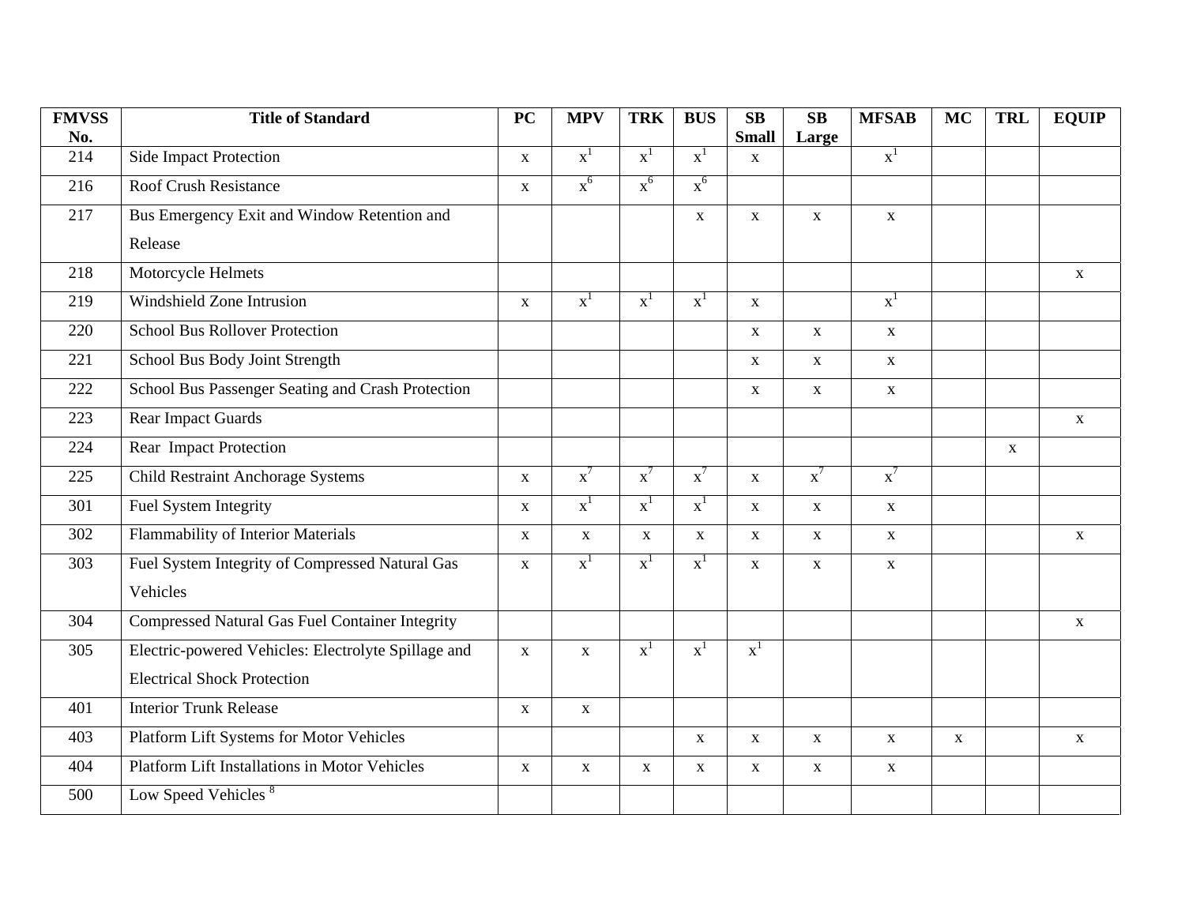| FMVSS No. | Title of Standard | PC | MPV | TRK | BUS | SB Small | SB Large | MFSAB | MC | TRL | EQUIP |
|---|---|---|---|---|---|---|---|---|---|---|---|
| 214 | Side Impact Protection | x | x[1] | x[1] | x[1] | x | | x[1] | | | |
| 216 | Roof Crush Resistance | x | x[6] | x[6] | x[6] | | | | | | |
| 217 | Bus Emergency Exit and Window Retention and Release | | | | x | x | x | x | | | |
| 218 | Motorcycle Helmets | | | | | | | | | | x |
| 219 | Windshield Zone Intrusion | x | x[1] | x[1] | x[1] | x | | x[1] | | | |
| 220 | School Bus Rollover Protection | | | | | x | x | x | | | |
| 221 | School Bus Body Joint Strength | | | | | x | x | x | | | |
| 222 | School Bus Passenger Seating and Crash Protection | | | | | x | x | x | | | |
| 223 | Rear Impact Guards | | | | | | | | | | x |
| 224 | Rear Impact Protection | | | | | | | | | x | |
| 225 | Child Restraint Anchorage Systems | x | x[7] | x[7] | x[7] | x | x[7] | x[7] | | | |
| 301 | Fuel System Integrity | x | x[1] | x[1] | x[1] | x | x | x | | | |
| 302 | Flammability of Interior Materials | x | x | x | x | x | x | x | | | x |
| 303 | Fuel System Integrity of Compressed Natural Gas Vehicles | x | x[1] | x[1] | x[1] | x | x | x | | | |
| 304 | Compressed Natural Gas Fuel Container Integrity | | | | | | | | | | x |
| 305 | Electric-powered Vehicles: Electrolyte Spillage and Electrical Shock Protection | x | x | x[1] | x[1] | x[1] | | | | | |
| 401 | Interior Trunk Release | x | x | | | | | | | | |
| 403 | Platform Lift Systems for Motor Vehicles | | | | x | x | x | x | x | | x |
| 404 | Platform Lift Installations in Motor Vehicles | x | x | x | x | x | x | x | | | |
| 500 | Low Speed Vehicles [8] | | | | | | | | | | |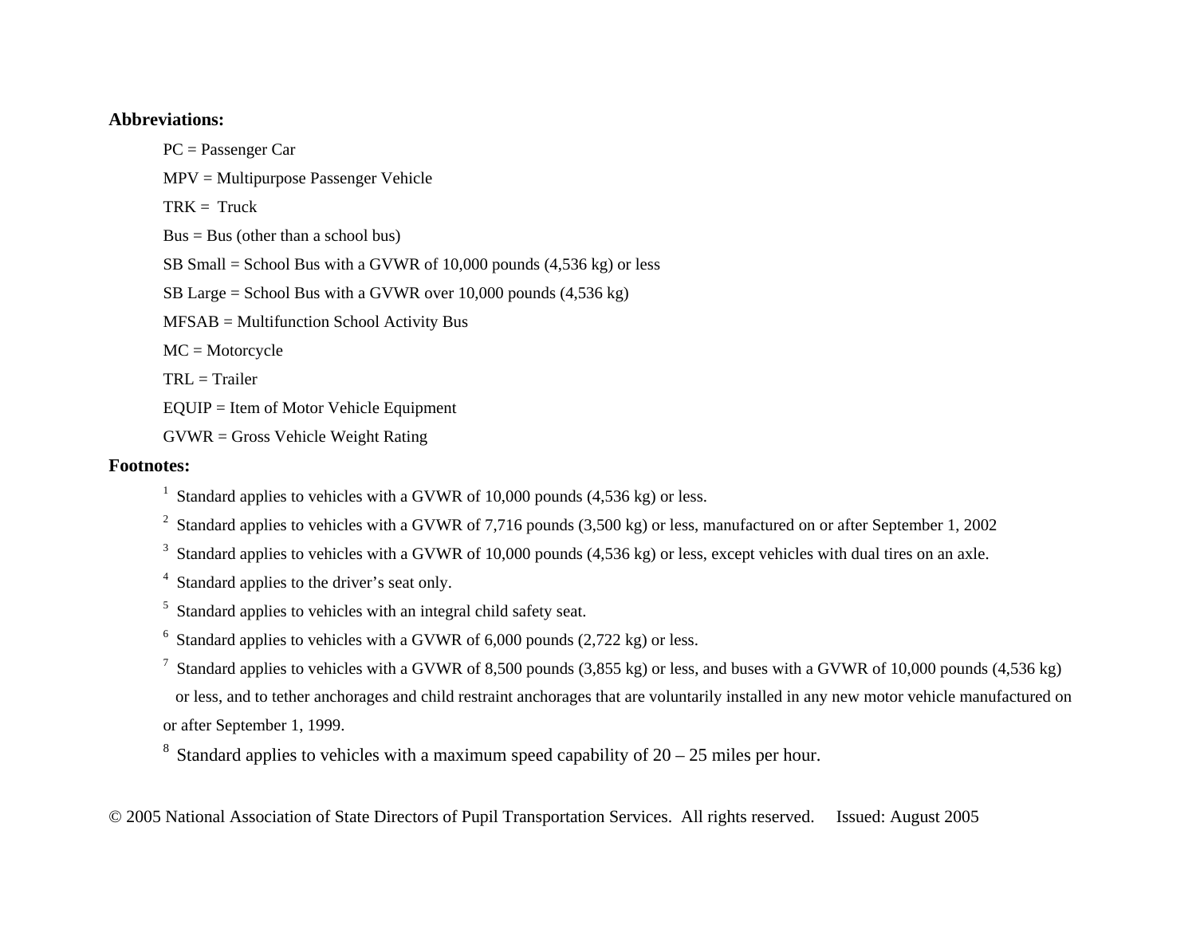**Abbreviations:**

PC = Passenger Car

MPV = Multipurpose Passenger Vehicle

TRK = Truck

Bus = Bus (other than a school bus)

SB Small = School Bus with a GVWR of 10,000 pounds (4,536 kg) or less

SB Large = School Bus with a GVWR over 10,000 pounds (4,536 kg)

MFSAB = Multifunction School Activity Bus

MC = Motorcycle

TRL = Trailer

EQUIP = Item of Motor Vehicle Equipment

GVWR = Gross Vehicle Weight Rating

**Footnotes:**

[1] Standard applies to vehicles with a GVWR of 10,000 pounds (4,536 kg) or less.

[2] Standard applies to vehicles with a GVWR of 7,716 pounds (3,500 kg) or less, manufactured on or after September 1, 2002

[3] Standard applies to vehicles with a GVWR of 10,000 pounds (4,536 kg) or less, except vehicles with dual tires on an axle.

[4] Standard applies to the driver's seat only.

[5] Standard applies to vehicles with an integral child safety seat.

[6] Standard applies to vehicles with a GVWR of 6,000 pounds (2,722 kg) or less.

[7] Standard applies to vehicles with a GVWR of 8,500 pounds (3,855 kg) or less, and buses with a GVWR of 10,000 pounds (4,536 kg) or less, and to tether anchorages and child restraint anchorages that are voluntarily installed in any new motor vehicle manufactured on or after September 1, 1999.

[8] Standard applies to vehicles with a maximum speed capability of 20 – 25 miles per hour.

© 2005 National Association of State Directors of Pupil Transportation Services. All rights reserved. Issued: August 2005